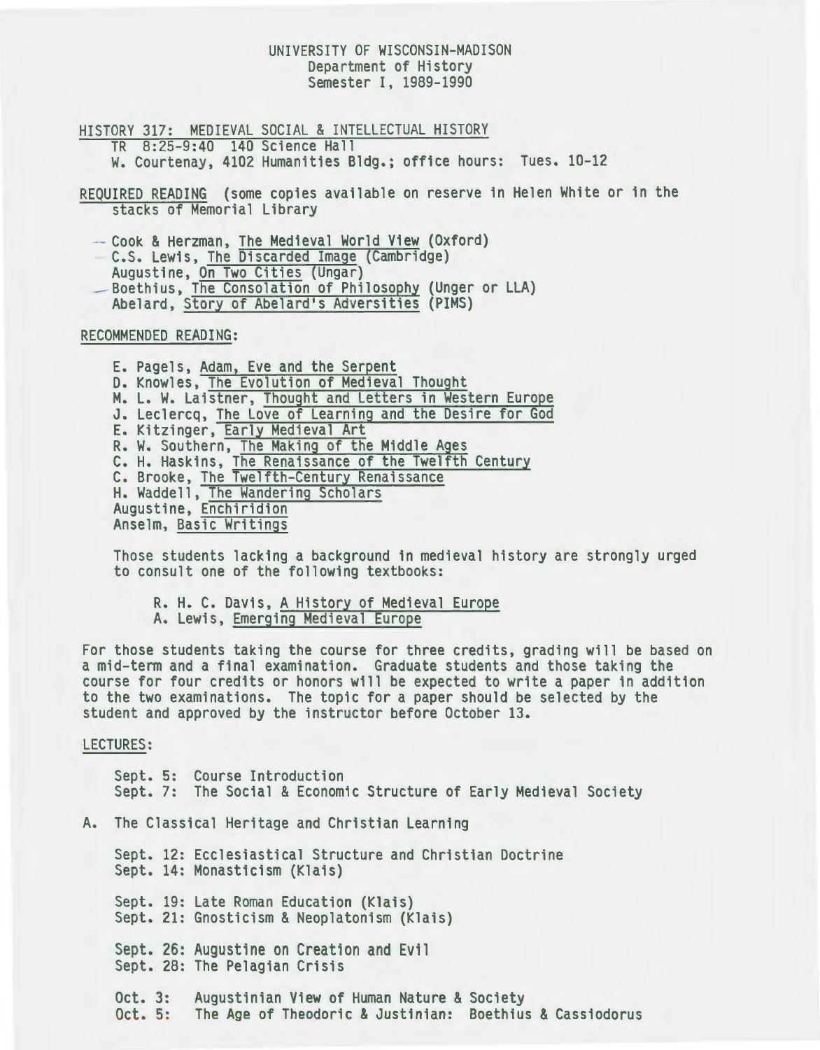UNIVERSITY OF WISCONSIN-MADISON
Department of History
Semester I, 1989-1990

HISTORY 317: MEDIEVAL SOCIAL & INTELLECTUAL HISTORY
TR 8:25-9:40 140 Science Hall
W. Courtenay, 4102 Humanities Bldg.; office hours: Tues. 10-12

REQUIRED READING (some copies available on reserve in Helen White or in the stacks of Memorial Library

- Cook & Herzman, The Medieval World View (Oxford)
- C.S. Lewis, The Discarded Image (Cambridge)
- Augustine, On Two Cities (Ungar)
- Boethius, The Consolation of Philosophy (Unger or LLA)
- Abelard, Story of Abelard's Adversities (PIMS)

RECOMMENDED READING:

- E. Pagels, Adam, Eve and the Serpent
- D. Knowles, The Evolution of Medieval Thought
- M. L. W. Laistner, Thought and Letters in Western Europe
- J. Leclercq, The Love of Learning and the Desire for God
- E. Kitzinger, Early Medieval Art
- R. W. Southern, The Making of the Middle Ages
- C. H. Haskins, The Renaissance of the Twelfth Century
- C. Brooke, The Twelfth-Century Renaissance
- H. Waddell, The Wandering Scholars
- Augustine, Enchiridion
- Anselm, Basic Writings

Those students lacking a background in medieval history are strongly urged to consult one of the following textbooks:

- R. H. C. Davis, A History of Medieval Europe
- A. Lewis, Emerging Medieval Europe

For those students taking the course for three credits, grading will be based on a mid-term and a final examination. Graduate students and those taking the course for four credits or honors will be expected to write a paper in addition to the two examinations. The topic for a paper should be selected by the student and approved by the instructor before October 13.

LECTURES:

Sept. 5: Course Introduction
Sept. 7: The Social & Economic Structure of Early Medieval Society

A. The Classical Heritage and Christian Learning

Sept. 12: Ecclesiastical Structure and Christian Doctrine
Sept. 14: Monasticism (Klais)

Sept. 19: Late Roman Education (Klais)
Sept. 21: Gnosticism & Neoplatonism (Klais)

Sept. 26: Augustine on Creation and Evil
Sept. 28: The Pelagian Crisis

Oct. 3: Augustinian View of Human Nature & Society
Oct. 5: The Age of Theodoric & Justinian: Boethius & Cassiodorus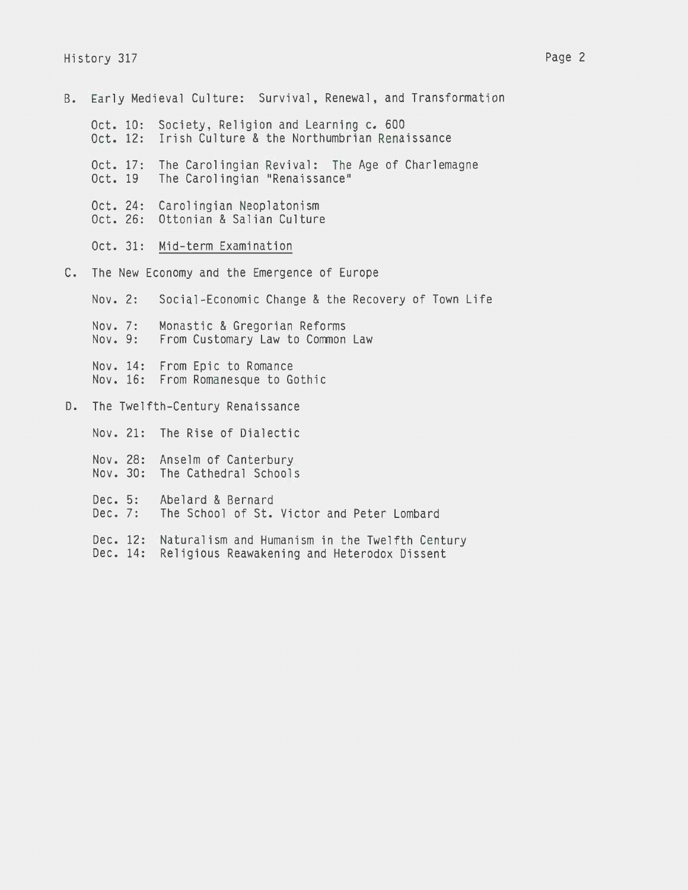## B. Early Medieval Culture: Survival, Renewal, and Transformation

- Oct. 10: Society, Religion and Learning c. 600
- Oct. 12: Irish Culture & the Northumbrian Renaissance

- Oct. 17: The Carolingian Revival: The Age of Charlemagne
- Oct. 19 The Carolingian "Renaissance"

- Oct. 24: Carolingian Neoplatonism
- Oct. 26: Ottonian & Salian Culture

- Oct. 31: <u>Mid-term Examination</u>

## C. The New Economy and the Emergence of Europe

- Nov. 2: Social-Economic Change & the Recovery of Town Life

- Nov. 7: Monastic & Gregorian Reforms
- Nov. 9: From Customary Law to Common Law

- Nov. 14: From Epic to Romance
- Nov. 16: From Romanesque to Gothic

## D. The Twelfth-Century Renaissance

- Nov. 21: The Rise of Dialectic

- Nov. 28: Anselm of Canterbury
- Nov. 30: The Cathedral Schools

- Dec. 5: Abelard & Bernard
- Dec. 7: The School of St. Victor and Peter Lombard

- Dec. 12: Naturalism and Humanism in the Twelfth Century
- Dec. 14: Religious Reawakening and Heterodox Dissent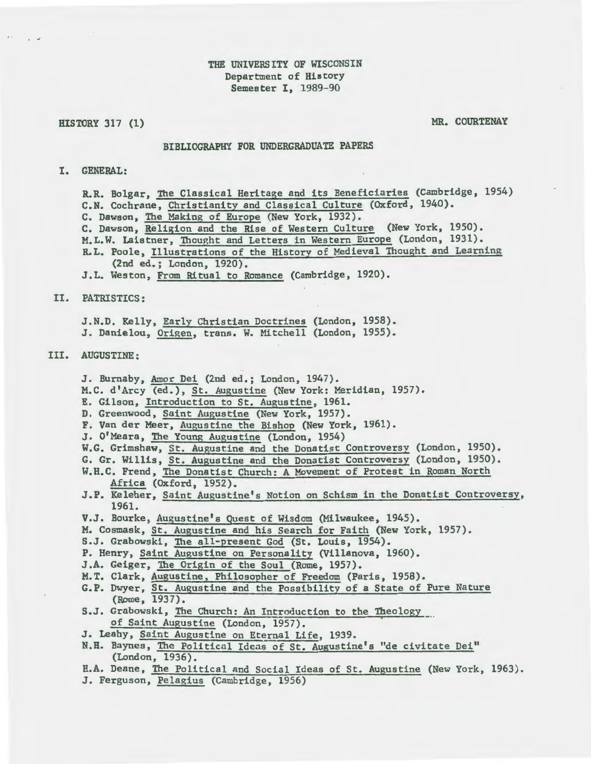THE UNIVERSITY OF WISCONSIN
Department of History
Semester I, 1989-90

HISTORY 317 (1) MR. COURTENAY

## BIBLIOGRAPHY FOR UNDERGRADUATE PAPERS

### I. GENERAL:

R.R. Bolgar, _The Classical Heritage and its Beneficiaries_ (Cambridge, 1954)
C.N. Cochrane, _Christianity and Classical Culture_ (Oxford, 1940).
C. Dawson, _The Making of Europe_ (New York, 1932).
C. Dawson, _Religion and the Rise of Western Culture_ (New York, 1950).
M.L.W. Laistner, _Thought and Letters in Western Europe_ (London, 1931).
R.L. Poole, _Illustrations of the History of Medieval Thought and Learning_ (2nd ed.; London, 1920).
J.L. Weston, _From Ritual to Romance_ (Cambridge, 1920).

### II. PATRISTICS:

J.N.D. Kelly, _Early Christian Doctrines_ (London, 1958).
J. Danielou, _Origen_, trans. W. Mitchell (London, 1955).

### III. AUGUSTINE:

J. Burnaby, _Amor Dei_ (2nd ed.; London, 1947).
M.C. d'Arcy (ed.), _St. Augustine_ (New York: Meridian, 1957).
E. Gilson, _Introduction to St. Augustine_, 1961.
D. Greenwood, _Saint Augustine_ (New York, 1957).
F. Van der Meer, _Augustine the Bishop_ (New York, 1961).
J. O'Meara, _The Young Augustine_ (London, 1954)
W.G. Grimshaw, _St. Augustine and the Donatist Controversy_ (London, 1950).
G. Gr. Willis, _St. Augustine and the Donatist Controversy_ (London, 1950).
W.H.C. Frend, _The Donatist Church: A Movement of Protest in Roman North Africa_ (Oxford, 1952).
J.P. Keleher, _Saint Augustine's Notion on Schism in the Donatist Controversy_, 1961.
V.J. Bourke, _Augustine's Quest of Wisdom_ (Milwaukee, 1945).
M. Cosmask, _St. Augustine and his Search for Faith_ (New York, 1957).
S.J. Grabowski, _The all-present God_ (St. Louis, 1954).
P. Henry, _Saint Augustine on Personality_ (Villanova, 1960).
J.A. Geiger, _The Origin of the Soul_ (Rome, 1957).
M.T. Clark, _Augustine, Philosopher of Freedom_ (Paris, 1958).
G.P. Dwyer, _St. Augustine and the Possibility of a State of Pure Nature_ (Rome, 1937).
S.J. Grabowski, _The Church: An Introduction to the Theology of Saint Augustine_ (London, 1957).
J. Leahy, _Saint Augustine on Eternal Life_, 1939.
N.H. Baynes, _The Political Ideas of St. Augustine's "de civitate Dei"_ (London, 1936).
H.A. Deane, _The Political and Social Ideas of St. Augustine_ (New York, 1963).
J. Ferguson, _Pelagius_ (Cambridge, 1956)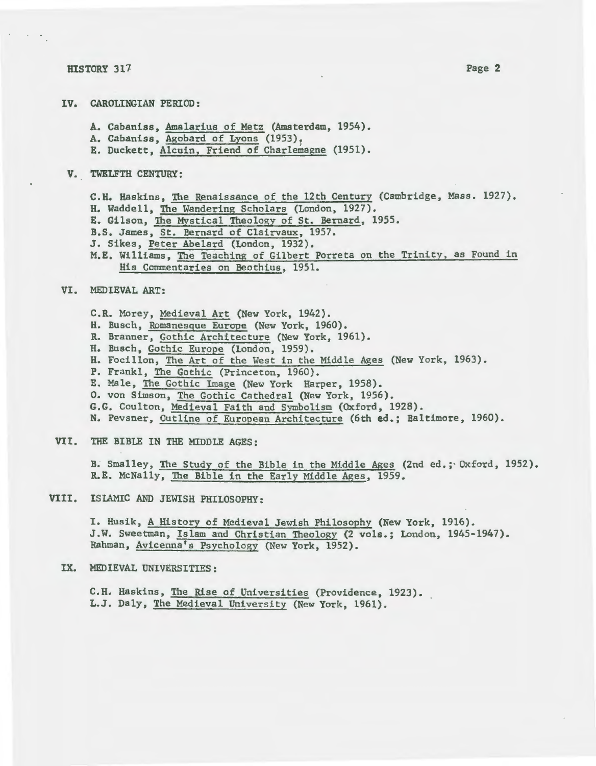## IV. CAROLINGIAN PERIOD:

- A. Cabaniss, Amalarius of Metz (Amsterdam, 1954).
- A. Cabaniss, Agobard of Lyons (1953),
- E. Duckett, Alcuin, Friend of Charlemagne (1951).

## V. TWELFTH CENTURY:

- C.H. Haskins, The Renaissance of the 12th Century (Cambridge, Mass. 1927).
- H. Waddell, The Wandering Scholars (London, 1927).
- E. Gilson, The Mystical Theology of St. Bernard, 1955.
- B.S. James, St. Bernard of Clairvaux, 1957.
- J. Sikes, Peter Abelard (London, 1932).
- M.E. Williams, The Teaching of Gilbert Porreta on the Trinity, as Found in His Commentaries on Beothius, 1951.

## VI. MEDIEVAL ART:

- C.R. Morey, Medieval Art (New York, 1942).
- H. Busch, Romanesque Europe (New York, 1960).
- R. Branner, Gothic Architecture (New York, 1961).
- H. Busch, Gothic Europe (London, 1959).
- H. Focillon, The Art of the West in the Middle Ages (New York, 1963).
- P. Frankl, The Gothic (Princeton, 1960).
- E. Male, The Gothic Image (New York Harper, 1958).
- O. von Simson, The Gothic Cathedral (New York, 1956).
- G.G. Coulton, Medieval Faith and Symbolism (Oxford, 1928).
- N. Pevsner, Outline of European Architecture (6th ed.; Baltimore, 1960).

## VII. THE BIBLE IN THE MIDDLE AGES:

- B. Smalley, The Study of the Bible in the Middle Ages (2nd ed.; Oxford, 1952).
- R.E. McNally, The Bible in the Early Middle Ages, 1959.

## VIII. ISLAMIC AND JEWISH PHILOSOPHY:

- I. Husik, A History of Medieval Jewish Philosophy (New York, 1916).
- J.W. Sweetman, Islam and Christian Theology (2 vols.; London, 1945-1947).
- Rahman, Avicenna's Psychology (New York, 1952).

## IX. MEDIEVAL UNIVERSITIES:

- C.H. Haskins, The Rise of Universities (Providence, 1923).
- L.J. Daly, The Medieval University (New York, 1961).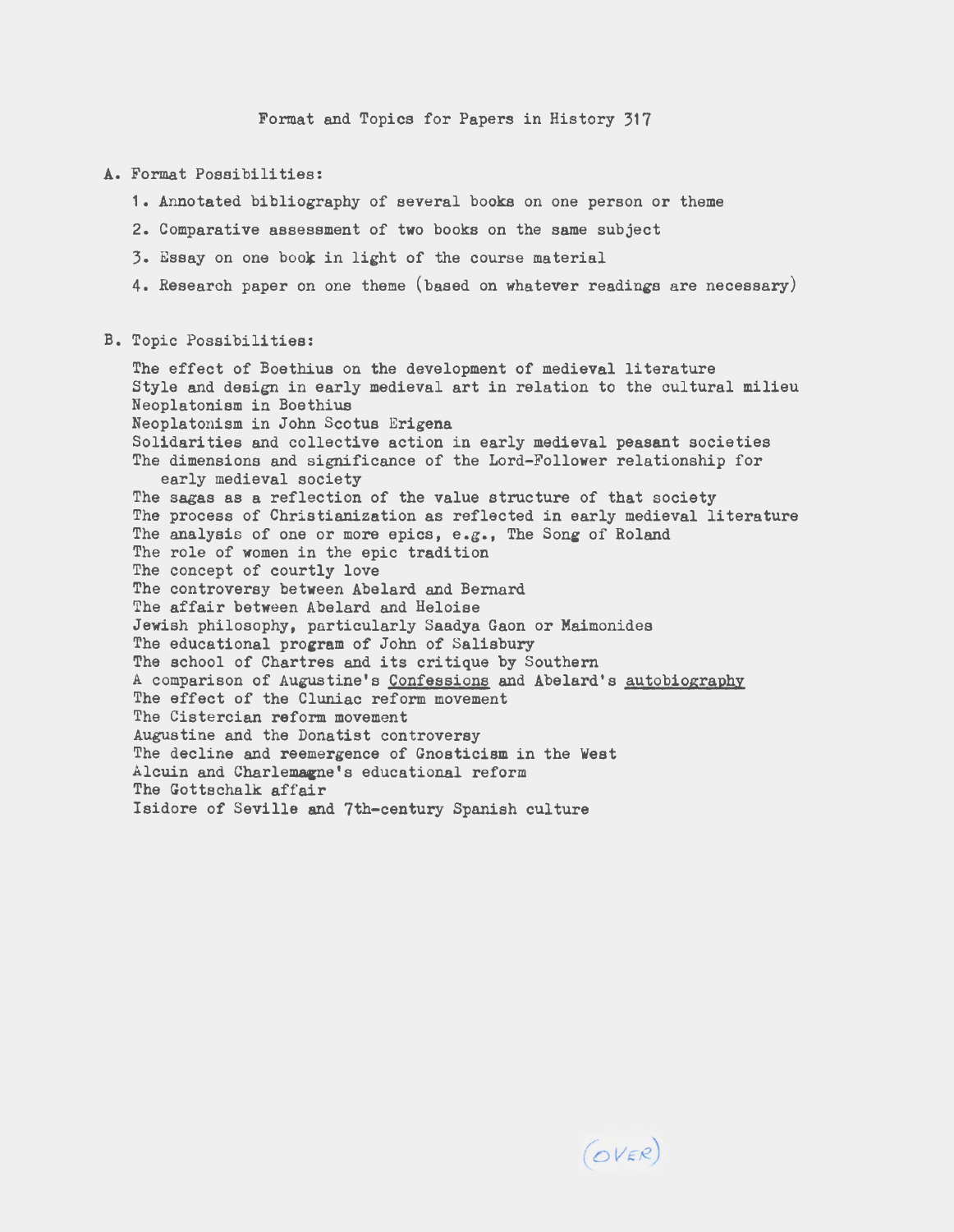# Format and Topics for Papers in History 317

A. Format Possibilities:

1. Annotated bibliography of several books on one person or theme
2. Comparative assessment of two books on the same subject
3. Essay on one book in light of the course material
4. Research paper on one theme (based on whatever readings are necessary)

B. Topic Possibilities:

The effect of Boethius on the development of medieval literature
Style and design in early medieval art in relation to the cultural milieu
Neoplatonism in Boethius
Neoplatonism in John Scotus Erigena
Solidarities and collective action in early medieval peasant societies
The dimensions and significance of the Lord-Follower relationship for early medieval society
The sagas as a reflection of the value structure of that society
The process of Christianization as reflected in early medieval literature
The analysis of one or more epics, e.g., The Song of Roland
The role of women in the epic tradition
The concept of courtly love
The controversy between Abelard and Bernard
The affair between Abelard and Heloise
Jewish philosophy, particularly Saadya Gaon or Maimonides
The educational program of John of Salisbury
The school of Chartres and its critique by Southern
A comparison of Augustine's <u>Confessions</u> and Abelard's <u>autobiography</u>
The effect of the Cluniac reform movement
The Cistercian reform movement
Augustine and the Donatist controversy
The decline and reemergence of Gnosticism in the West
Alcuin and Charlemagne's educational reform
The Gottschalk affair
Isidore of Seville and 7th-century Spanish culture

(OVER)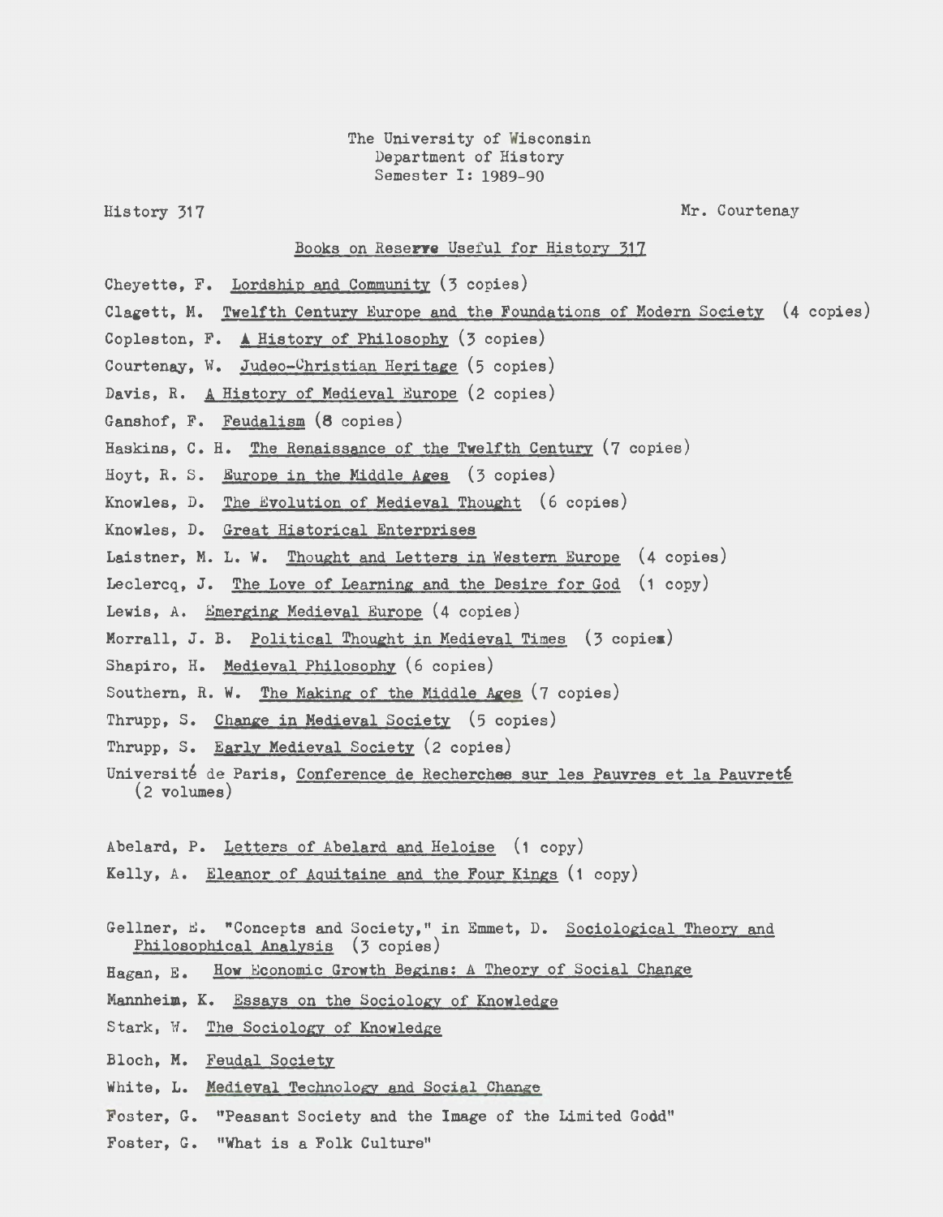The University of Wisconsin
Department of History
Semester I: 1989-90

History 317 Mr. Courtenay

Books on Reserve Useful for History 317

Cheyette, F. Lordship and Community (3 copies)

Clagett, M. Twelfth Century Europe and the Foundations of Modern Society (4 copies)

Copleston, F. A History of Philosophy (3 copies)

Courtenay, W. Judeo-Christian Heritage (5 copies)

Davis, R. A History of Medieval Europe (2 copies)

Ganshof, F. Feudalism (8 copies)

Haskins, C. H. The Renaissance of the Twelfth Century (7 copies)

Hoyt, R. S. Europe in the Middle Ages (3 copies)

Knowles, D. The Evolution of Medieval Thought (6 copies)

Knowles, D. Great Historical Enterprises

Laistner, M. L. W. Thought and Letters in Western Europe (4 copies)

Leclercq, J. The Love of Learning and the Desire for God (1 copy)

Lewis, A. Emerging Medieval Europe (4 copies)

Morrall, J. B. Political Thought in Medieval Times (3 copies)

Shapiro, H. Medieval Philosophy (6 copies)

Southern, R. W. The Making of the Middle Ages (7 copies)

Thrupp, S. Change in Medieval Society (5 copies)

Thrupp, S. Early Medieval Society (2 copies)

Université de Paris, Conference de Recherches sur les Pauvres et la Pauvreté (2 volumes)

Abelard, P. Letters of Abelard and Heloise (1 copy)

Kelly, A. Eleanor of Aquitaine and the Four Kings (1 copy)

Gellner, E. "Concepts and Society," in Emmet, D. Sociological Theory and Philosophical Analysis (3 copies)

Hagan, E. How Economic Growth Begins: A Theory of Social Change

Mannheim, K. Essays on the Sociology of Knowledge

Stark, W. The Sociology of Knowledge

Bloch, M. Feudal Society

White, L. Medieval Technology and Social Change

Foster, G. "Peasant Society and the Image of the Limited Good"

Foster, G. "What is a Folk Culture"